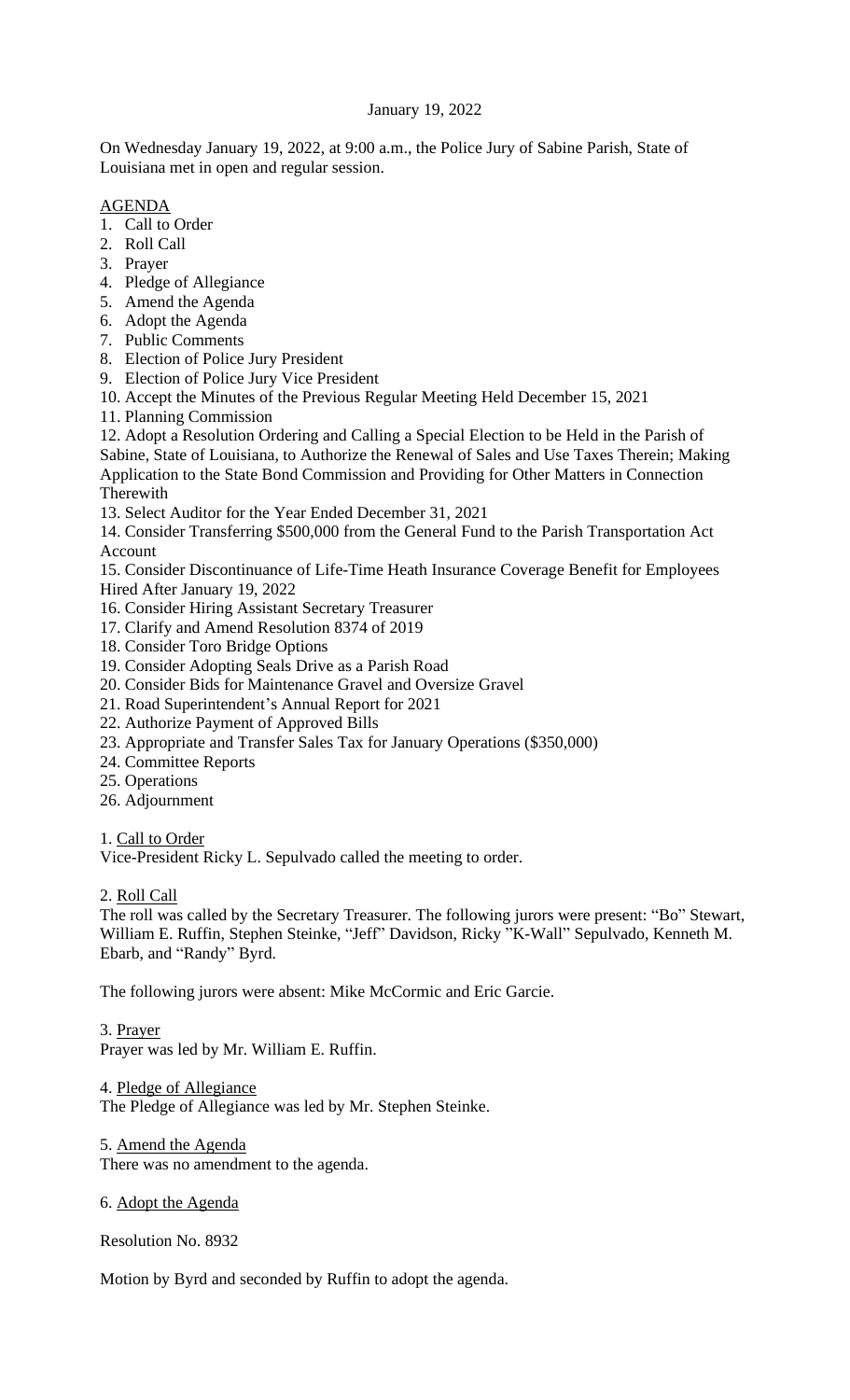January 19, 2022

On Wednesday January 19, 2022, at 9:00 a.m., the Police Jury of Sabine Parish, State of Louisiana met in open and regular session.

AGENDA

1. Call to Order
2. Roll Call
3. Prayer
4. Pledge of Allegiance
5. Amend the Agenda
6. Adopt the Agenda
7. Public Comments
8. Election of Police Jury President
9. Election of Police Jury Vice President
10. Accept the Minutes of the Previous Regular Meeting Held December 15, 2021
11. Planning Commission
12. Adopt a Resolution Ordering and Calling a Special Election to be Held in the Parish of Sabine, State of Louisiana, to Authorize the Renewal of Sales and Use Taxes Therein; Making Application to the State Bond Commission and Providing for Other Matters in Connection Therewith
13. Select Auditor for the Year Ended December 31, 2021
14. Consider Transferring $500,000 from the General Fund to the Parish Transportation Act Account
15. Consider Discontinuance of Life-Time Heath Insurance Coverage Benefit for Employees Hired After January 19, 2022
16. Consider Hiring Assistant Secretary Treasurer
17. Clarify and Amend Resolution 8374 of 2019
18. Consider Toro Bridge Options
19. Consider Adopting Seals Drive as a Parish Road
20. Consider Bids for Maintenance Gravel and Oversize Gravel
21. Road Superintendent's Annual Report for 2021
22. Authorize Payment of Approved Bills
23. Appropriate and Transfer Sales Tax for January Operations ($350,000)
24. Committee Reports
25. Operations
26. Adjournment

1. Call to Order

Vice-President Ricky L. Sepulvado called the meeting to order.

2. Roll Call

The roll was called by the Secretary Treasurer. The following jurors were present: "Bo" Stewart, William E. Ruffin, Stephen Steinke, "Jeff" Davidson, Ricky "K-Wall" Sepulvado, Kenneth M. Ebarb, and "Randy" Byrd.

The following jurors were absent: Mike McCormic and Eric Garcie.

3. Prayer

Prayer was led by Mr. William E. Ruffin.

4. Pledge of Allegiance

The Pledge of Allegiance was led by Mr. Stephen Steinke.

5. Amend the Agenda

There was no amendment to the agenda.

6. Adopt the Agenda

Resolution No. 8932

Motion by Byrd and seconded by Ruffin to adopt the agenda.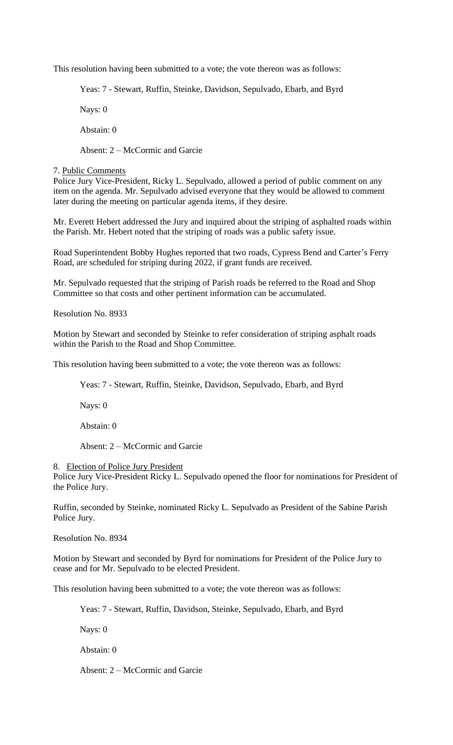This resolution having been submitted to a vote; the vote thereon was as follows:

Yeas: 7 - Stewart, Ruffin, Steinke, Davidson, Sepulvado, Ebarb, and Byrd

Nays: 0

Abstain: 0

Absent: 2 – McCormic and Garcie

7. Public Comments

Police Jury Vice-President, Ricky L. Sepulvado, allowed a period of public comment on any item on the agenda. Mr. Sepulvado advised everyone that they would be allowed to comment later during the meeting on particular agenda items, if they desire.

Mr. Everett Hebert addressed the Jury and inquired about the striping of asphalted roads within the Parish. Mr. Hebert noted that the striping of roads was a public safety issue.

Road Superintendent Bobby Hughes reported that two roads, Cypress Bend and Carter's Ferry Road, are scheduled for striping during 2022, if grant funds are received.

Mr. Sepulvado requested that the striping of Parish roads be referred to the Road and Shop Committee so that costs and other pertinent information can be accumulated.

Resolution No. 8933

Motion by Stewart and seconded by Steinke to refer consideration of striping asphalt roads within the Parish to the Road and Shop Committee.

This resolution having been submitted to a vote; the vote thereon was as follows:

Yeas: 7 - Stewart, Ruffin, Steinke, Davidson, Sepulvado, Ebarb, and Byrd

Nays: 0

Abstain: 0

Absent: 2 – McCormic and Garcie

8. Election of Police Jury President

Police Jury Vice-President Ricky L. Sepulvado opened the floor for nominations for President of the Police Jury.

Ruffin, seconded by Steinke, nominated Ricky L. Sepulvado as President of the Sabine Parish Police Jury.

Resolution No. 8934

Motion by Stewart and seconded by Byrd for nominations for President of the Police Jury to cease and for Mr. Sepulvado to be elected President.

This resolution having been submitted to a vote; the vote thereon was as follows:

Yeas: 7 - Stewart, Ruffin, Davidson, Steinke, Sepulvado, Ebarb, and Byrd

Nays: 0

Abstain: 0

Absent: 2 – McCormic and Garcie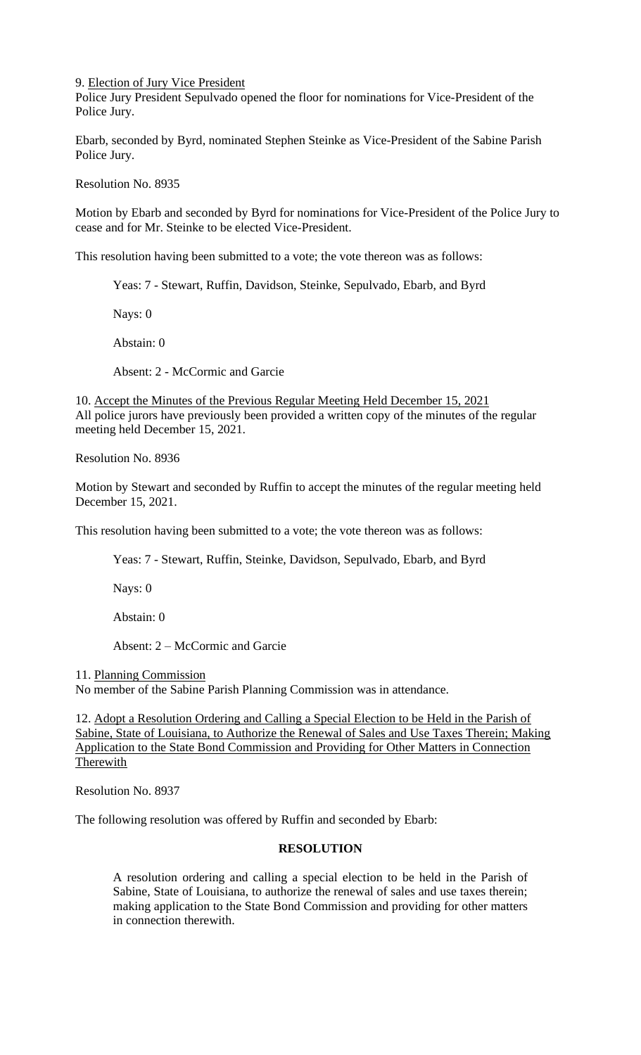9. <u>Election of Jury Vice President</u>
Police Jury President Sepulvado opened the floor for nominations for Vice-President of the Police Jury.

Ebarb, seconded by Byrd, nominated Stephen Steinke as Vice-President of the Sabine Parish Police Jury.

Resolution No. 8935

Motion by Ebarb and seconded by Byrd for nominations for Vice-President of the Police Jury to cease and for Mr. Steinke to be elected Vice-President.

This resolution having been submitted to a vote; the vote thereon was as follows:

Yeas: 7 - Stewart, Ruffin, Davidson, Steinke, Sepulvado, Ebarb, and Byrd

Nays: 0

Abstain: 0

Absent: 2 - McCormic and Garcie

10. <u>Accept the Minutes of the Previous Regular Meeting Held December 15, 2021</u>
All police jurors have previously been provided a written copy of the minutes of the regular meeting held December 15, 2021.

Resolution No. 8936

Motion by Stewart and seconded by Ruffin to accept the minutes of the regular meeting held December 15, 2021.

This resolution having been submitted to a vote; the vote thereon was as follows:

Yeas: 7 - Stewart, Ruffin, Steinke, Davidson, Sepulvado, Ebarb, and Byrd

Nays: 0

Abstain: 0

Absent: 2 – McCormic and Garcie

11. <u>Planning Commission</u>
No member of the Sabine Parish Planning Commission was in attendance.

12. <u>Adopt a Resolution Ordering and Calling a Special Election to be Held in the Parish of Sabine, State of Louisiana, to Authorize the Renewal of Sales and Use Taxes Therein; Making Application to the State Bond Commission and Providing for Other Matters in Connection Therewith</u>

Resolution No. 8937

The following resolution was offered by Ruffin and seconded by Ebarb:

**RESOLUTION**

A resolution ordering and calling a special election to be held in the Parish of Sabine, State of Louisiana, to authorize the renewal of sales and use taxes therein; making application to the State Bond Commission and providing for other matters in connection therewith.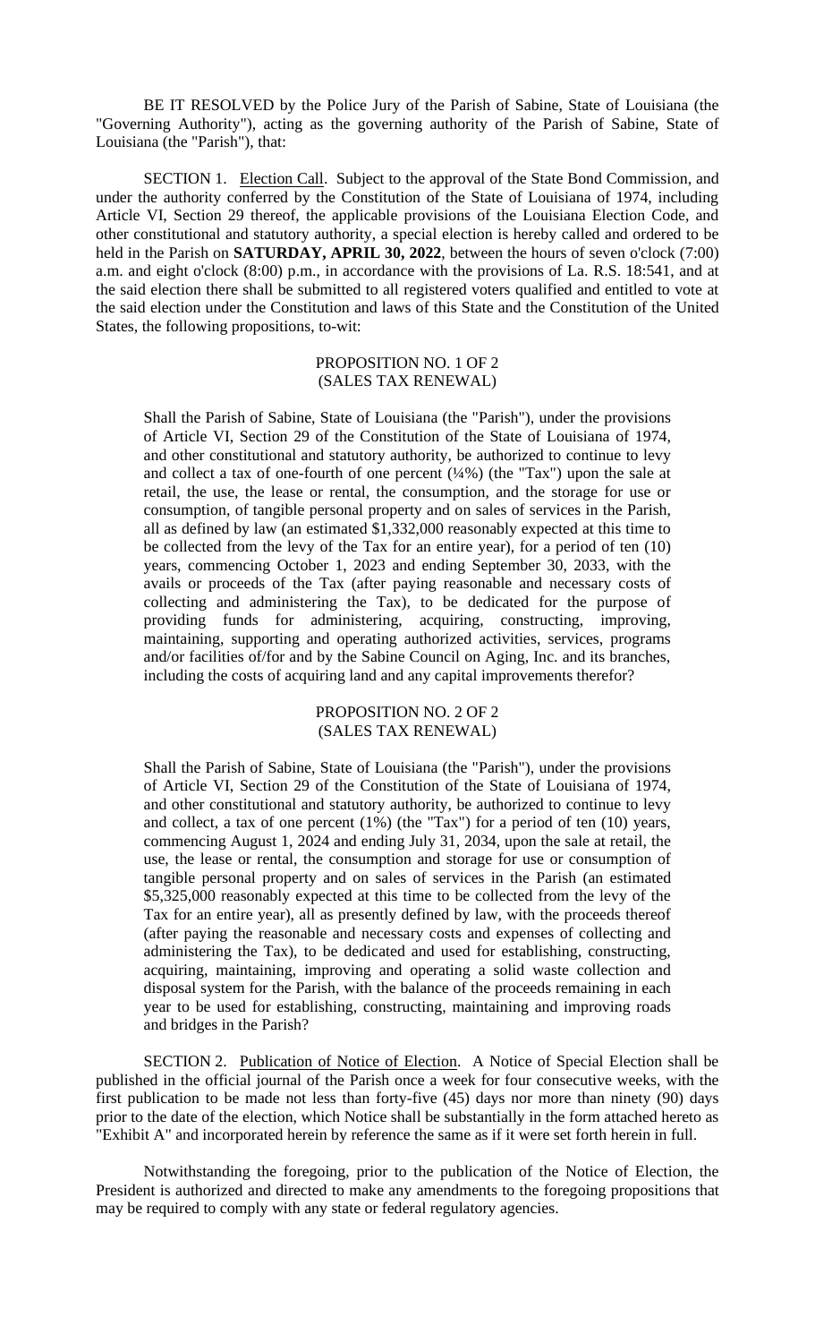BE IT RESOLVED by the Police Jury of the Parish of Sabine, State of Louisiana (the "Governing Authority"), acting as the governing authority of the Parish of Sabine, State of Louisiana (the "Parish"), that:

SECTION 1. Election Call. Subject to the approval of the State Bond Commission, and under the authority conferred by the Constitution of the State of Louisiana of 1974, including Article VI, Section 29 thereof, the applicable provisions of the Louisiana Election Code, and other constitutional and statutory authority, a special election is hereby called and ordered to be held in the Parish on **SATURDAY, APRIL 30, 2022**, between the hours of seven o'clock (7:00) a.m. and eight o'clock (8:00) p.m., in accordance with the provisions of La. R.S. 18:541, and at the said election there shall be submitted to all registered voters qualified and entitled to vote at the said election under the Constitution and laws of this State and the Constitution of the United States, the following propositions, to-wit:

PROPOSITION NO. 1 OF 2
(SALES TAX RENEWAL)

> Shall the Parish of Sabine, State of Louisiana (the "Parish"), under the provisions of Article VI, Section 29 of the Constitution of the State of Louisiana of 1974, and other constitutional and statutory authority, be authorized to continue to levy and collect a tax of one-fourth of one percent (¼%) (the "Tax") upon the sale at retail, the use, the lease or rental, the consumption, and the storage for use or consumption, of tangible personal property and on sales of services in the Parish, all as defined by law (an estimated $1,332,000 reasonably expected at this time to be collected from the levy of the Tax for an entire year), for a period of ten (10) years, commencing October 1, 2023 and ending September 30, 2033, with the avails or proceeds of the Tax (after paying reasonable and necessary costs of collecting and administering the Tax), to be dedicated for the purpose of providing funds for administering, acquiring, constructing, improving, maintaining, supporting and operating authorized activities, services, programs and/or facilities of/for and by the Sabine Council on Aging, Inc. and its branches, including the costs of acquiring land and any capital improvements therefor?

PROPOSITION NO. 2 OF 2
(SALES TAX RENEWAL)

> Shall the Parish of Sabine, State of Louisiana (the "Parish"), under the provisions of Article VI, Section 29 of the Constitution of the State of Louisiana of 1974, and other constitutional and statutory authority, be authorized to continue to levy and collect, a tax of one percent (1%) (the "Tax") for a period of ten (10) years, commencing August 1, 2024 and ending July 31, 2034, upon the sale at retail, the use, the lease or rental, the consumption and storage for use or consumption of tangible personal property and on sales of services in the Parish (an estimated $5,325,000 reasonably expected at this time to be collected from the levy of the Tax for an entire year), all as presently defined by law, with the proceeds thereof (after paying the reasonable and necessary costs and expenses of collecting and administering the Tax), to be dedicated and used for establishing, constructing, acquiring, maintaining, improving and operating a solid waste collection and disposal system for the Parish, with the balance of the proceeds remaining in each year to be used for establishing, constructing, maintaining and improving roads and bridges in the Parish?

SECTION 2. Publication of Notice of Election. A Notice of Special Election shall be published in the official journal of the Parish once a week for four consecutive weeks, with the first publication to be made not less than forty-five (45) days nor more than ninety (90) days prior to the date of the election, which Notice shall be substantially in the form attached hereto as "Exhibit A" and incorporated herein by reference the same as if it were set forth herein in full.

Notwithstanding the foregoing, prior to the publication of the Notice of Election, the President is authorized and directed to make any amendments to the foregoing propositions that may be required to comply with any state or federal regulatory agencies.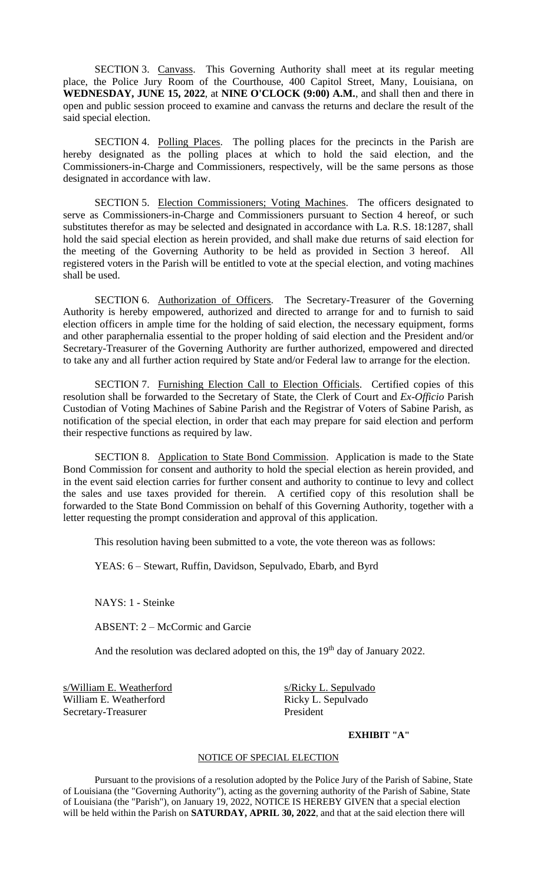SECTION 3. Canvass. This Governing Authority shall meet at its regular meeting place, the Police Jury Room of the Courthouse, 400 Capitol Street, Many, Louisiana, on **WEDNESDAY, JUNE 15, 2022**, at **NINE O'CLOCK (9:00) A.M.**, and shall then and there in open and public session proceed to examine and canvass the returns and declare the result of the said special election.

SECTION 4. Polling Places. The polling places for the precincts in the Parish are hereby designated as the polling places at which to hold the said election, and the Commissioners-in-Charge and Commissioners, respectively, will be the same persons as those designated in accordance with law.

SECTION 5. Election Commissioners; Voting Machines. The officers designated to serve as Commissioners-in-Charge and Commissioners pursuant to Section 4 hereof, or such substitutes therefor as may be selected and designated in accordance with La. R.S. 18:1287, shall hold the said special election as herein provided, and shall make due returns of said election for the meeting of the Governing Authority to be held as provided in Section 3 hereof. All registered voters in the Parish will be entitled to vote at the special election, and voting machines shall be used.

SECTION 6. Authorization of Officers. The Secretary-Treasurer of the Governing Authority is hereby empowered, authorized and directed to arrange for and to furnish to said election officers in ample time for the holding of said election, the necessary equipment, forms and other paraphernalia essential to the proper holding of said election and the President and/or Secretary-Treasurer of the Governing Authority are further authorized, empowered and directed to take any and all further action required by State and/or Federal law to arrange for the election.

SECTION 7. Furnishing Election Call to Election Officials. Certified copies of this resolution shall be forwarded to the Secretary of State, the Clerk of Court and *Ex-Officio* Parish Custodian of Voting Machines of Sabine Parish and the Registrar of Voters of Sabine Parish, as notification of the special election, in order that each may prepare for said election and perform their respective functions as required by law.

SECTION 8. Application to State Bond Commission. Application is made to the State Bond Commission for consent and authority to hold the special election as herein provided, and in the event said election carries for further consent and authority to continue to levy and collect the sales and use taxes provided for therein. A certified copy of this resolution shall be forwarded to the State Bond Commission on behalf of this Governing Authority, together with a letter requesting the prompt consideration and approval of this application.

This resolution having been submitted to a vote, the vote thereon was as follows:

YEAS: 6 – Stewart, Ruffin, Davidson, Sepulvado, Ebarb, and Byrd

NAYS: 1 - Steinke

ABSENT: 2 – McCormic and Garcie

And the resolution was declared adopted on this, the 19th day of January 2022.

s/William E. Weatherford
William E. Weatherford
Secretary-Treasurer

s/Ricky L. Sepulvado
Ricky L. Sepulvado
President

**EXHIBIT "A"**

NOTICE OF SPECIAL ELECTION

Pursuant to the provisions of a resolution adopted by the Police Jury of the Parish of Sabine, State of Louisiana (the "Governing Authority"), acting as the governing authority of the Parish of Sabine, State of Louisiana (the "Parish"), on January 19, 2022, NOTICE IS HEREBY GIVEN that a special election will be held within the Parish on **SATURDAY, APRIL 30, 2022**, and that at the said election there will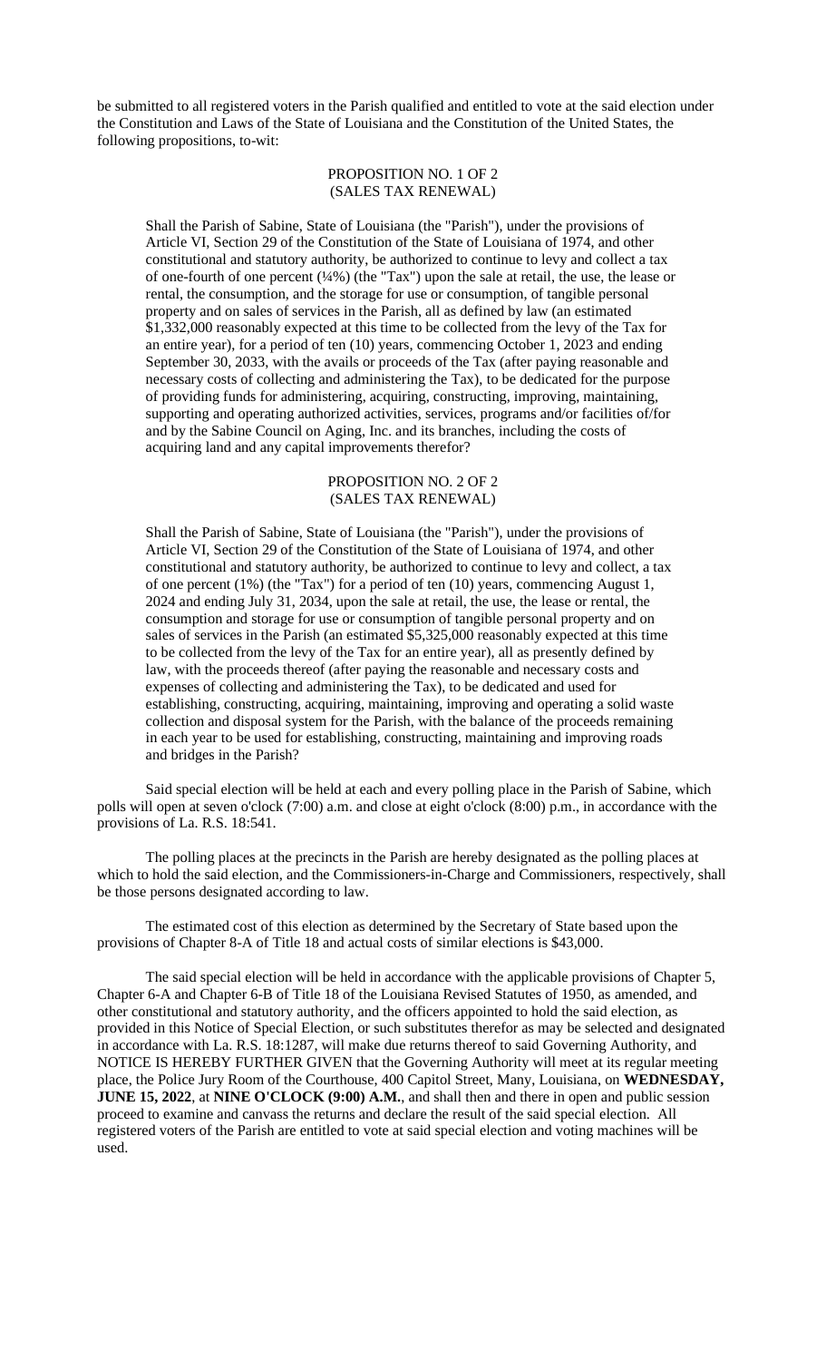be submitted to all registered voters in the Parish qualified and entitled to vote at the said election under the Constitution and Laws of the State of Louisiana and the Constitution of the United States, the following propositions, to-wit:

PROPOSITION NO. 1 OF 2
(SALES TAX RENEWAL)

Shall the Parish of Sabine, State of Louisiana (the "Parish"), under the provisions of Article VI, Section 29 of the Constitution of the State of Louisiana of 1974, and other constitutional and statutory authority, be authorized to continue to levy and collect a tax of one-fourth of one percent (¼%) (the "Tax") upon the sale at retail, the use, the lease or rental, the consumption, and the storage for use or consumption, of tangible personal property and on sales of services in the Parish, all as defined by law (an estimated $1,332,000 reasonably expected at this time to be collected from the levy of the Tax for an entire year), for a period of ten (10) years, commencing October 1, 2023 and ending September 30, 2033, with the avails or proceeds of the Tax (after paying reasonable and necessary costs of collecting and administering the Tax), to be dedicated for the purpose of providing funds for administering, acquiring, constructing, improving, maintaining, supporting and operating authorized activities, services, programs and/or facilities of/for and by the Sabine Council on Aging, Inc. and its branches, including the costs of acquiring land and any capital improvements therefor?

PROPOSITION NO. 2 OF 2
(SALES TAX RENEWAL)

Shall the Parish of Sabine, State of Louisiana (the "Parish"), under the provisions of Article VI, Section 29 of the Constitution of the State of Louisiana of 1974, and other constitutional and statutory authority, be authorized to continue to levy and collect, a tax of one percent (1%) (the "Tax") for a period of ten (10) years, commencing August 1, 2024 and ending July 31, 2034, upon the sale at retail, the use, the lease or rental, the consumption and storage for use or consumption of tangible personal property and on sales of services in the Parish (an estimated $5,325,000 reasonably expected at this time to be collected from the levy of the Tax for an entire year), all as presently defined by law, with the proceeds thereof (after paying the reasonable and necessary costs and expenses of collecting and administering the Tax), to be dedicated and used for establishing, constructing, acquiring, maintaining, improving and operating a solid waste collection and disposal system for the Parish, with the balance of the proceeds remaining in each year to be used for establishing, constructing, maintaining and improving roads and bridges in the Parish?

Said special election will be held at each and every polling place in the Parish of Sabine, which polls will open at seven o'clock (7:00) a.m. and close at eight o'clock (8:00) p.m., in accordance with the provisions of La. R.S. 18:541.

The polling places at the precincts in the Parish are hereby designated as the polling places at which to hold the said election, and the Commissioners-in-Charge and Commissioners, respectively, shall be those persons designated according to law.

The estimated cost of this election as determined by the Secretary of State based upon the provisions of Chapter 8-A of Title 18 and actual costs of similar elections is $43,000.

The said special election will be held in accordance with the applicable provisions of Chapter 5, Chapter 6-A and Chapter 6-B of Title 18 of the Louisiana Revised Statutes of 1950, as amended, and other constitutional and statutory authority, and the officers appointed to hold the said election, as provided in this Notice of Special Election, or such substitutes therefor as may be selected and designated in accordance with La. R.S. 18:1287, will make due returns thereof to said Governing Authority, and NOTICE IS HEREBY FURTHER GIVEN that the Governing Authority will meet at its regular meeting place, the Police Jury Room of the Courthouse, 400 Capitol Street, Many, Louisiana, on **WEDNESDAY, JUNE 15, 2022**, at **NINE O'CLOCK (9:00) A.M.**, and shall then and there in open and public session proceed to examine and canvass the returns and declare the result of the said special election. All registered voters of the Parish are entitled to vote at said special election and voting machines will be used.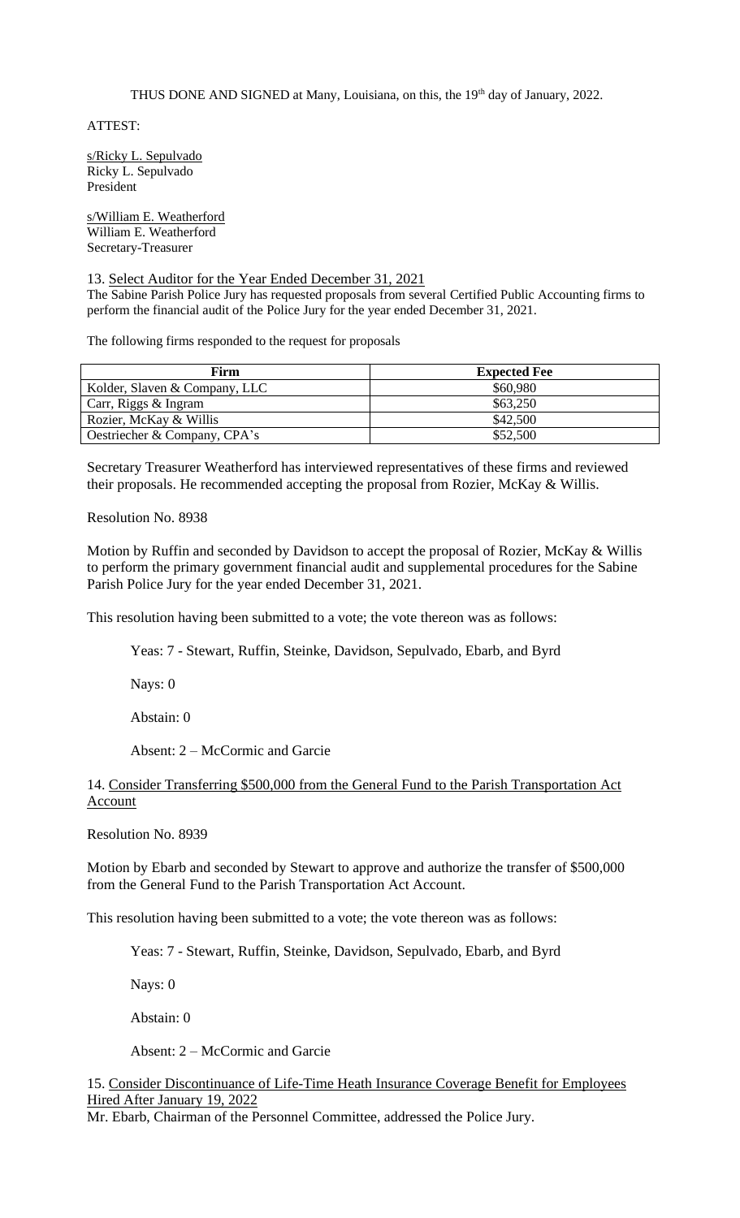THUS DONE AND SIGNED at Many, Louisiana, on this, the 19th day of January, 2022.

ATTEST:

s/Ricky L. Sepulvado
Ricky L. Sepulvado
President

s/William E. Weatherford
William E. Weatherford
Secretary-Treasurer

13. Select Auditor for the Year Ended December 31, 2021

The Sabine Parish Police Jury has requested proposals from several Certified Public Accounting firms to perform the financial audit of the Police Jury for the year ended December 31, 2021.

The following firms responded to the request for proposals

| Firm | Expected Fee |
|---|---|
| Kolder, Slaven & Company, LLC | $60,980 |
| Carr, Riggs & Ingram | $63,250 |
| Rozier, McKay & Willis | $42,500 |
| Oestriecher & Company, CPA's | $52,500 |

Secretary Treasurer Weatherford has interviewed representatives of these firms and reviewed their proposals. He recommended accepting the proposal from Rozier, McKay & Willis.

Resolution No. 8938

Motion by Ruffin and seconded by Davidson to accept the proposal of Rozier, McKay & Willis to perform the primary government financial audit and supplemental procedures for the Sabine Parish Police Jury for the year ended December 31, 2021.

This resolution having been submitted to a vote; the vote thereon was as follows:

Yeas: 7 - Stewart, Ruffin, Steinke, Davidson, Sepulvado, Ebarb, and Byrd

Nays: 0

Abstain: 0

Absent: 2 – McCormic and Garcie

14. Consider Transferring $500,000 from the General Fund to the Parish Transportation Act Account

Resolution No. 8939

Motion by Ebarb and seconded by Stewart to approve and authorize the transfer of $500,000 from the General Fund to the Parish Transportation Act Account.

This resolution having been submitted to a vote; the vote thereon was as follows:

Yeas: 7 - Stewart, Ruffin, Steinke, Davidson, Sepulvado, Ebarb, and Byrd

Nays: 0

Abstain: 0

Absent: 2 – McCormic and Garcie

15. Consider Discontinuance of Life-Time Heath Insurance Coverage Benefit for Employees Hired After January 19, 2022

Mr. Ebarb, Chairman of the Personnel Committee, addressed the Police Jury.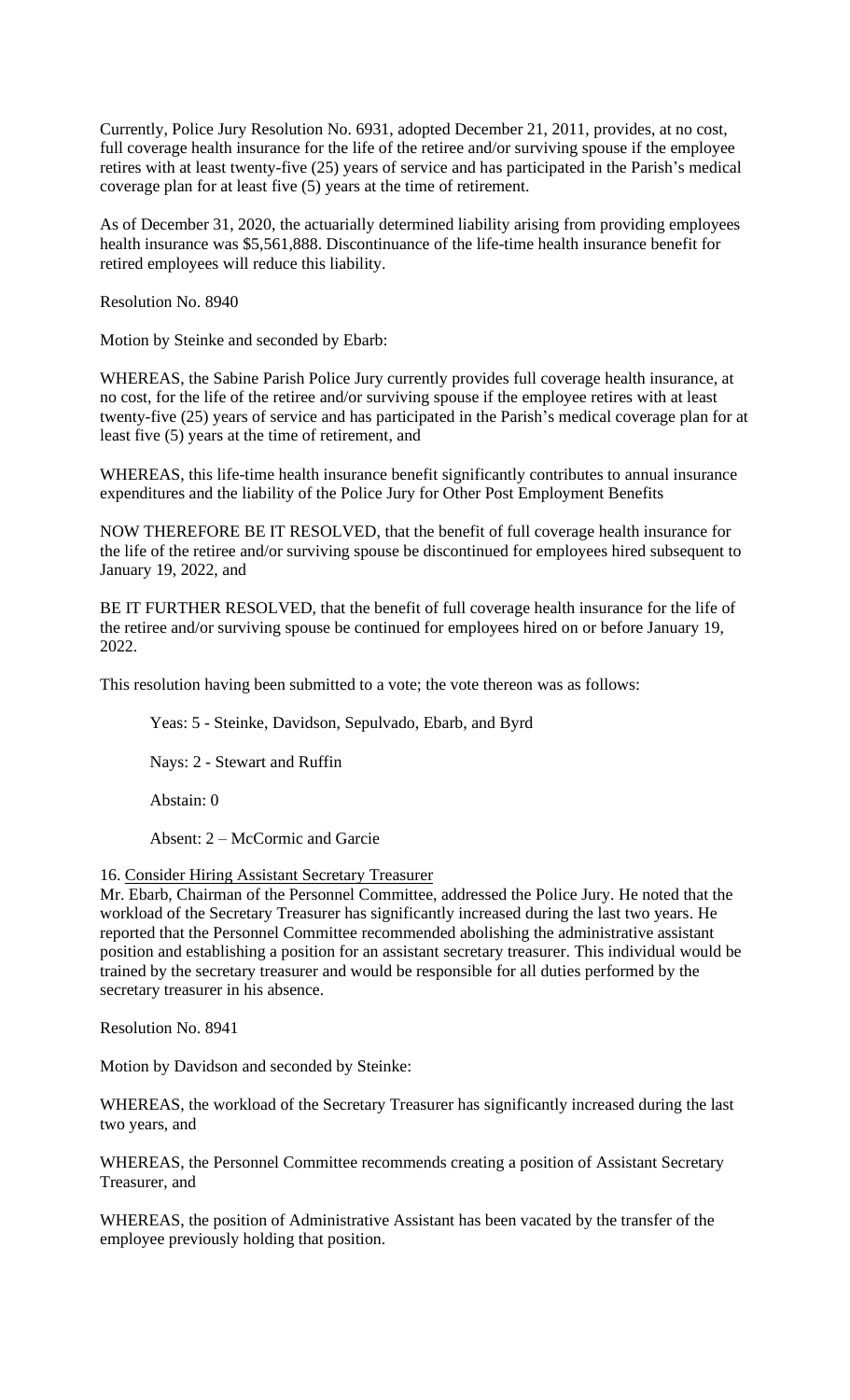Currently, Police Jury Resolution No. 6931, adopted December 21, 2011, provides, at no cost, full coverage health insurance for the life of the retiree and/or surviving spouse if the employee retires with at least twenty-five (25) years of service and has participated in the Parish's medical coverage plan for at least five (5) years at the time of retirement.

As of December 31, 2020, the actuarially determined liability arising from providing employees health insurance was $5,561,888. Discontinuance of the life-time health insurance benefit for retired employees will reduce this liability.

Resolution No. 8940

Motion by Steinke and seconded by Ebarb:

WHEREAS, the Sabine Parish Police Jury currently provides full coverage health insurance, at no cost, for the life of the retiree and/or surviving spouse if the employee retires with at least twenty-five (25) years of service and has participated in the Parish's medical coverage plan for at least five (5) years at the time of retirement, and

WHEREAS, this life-time health insurance benefit significantly contributes to annual insurance expenditures and the liability of the Police Jury for Other Post Employment Benefits

NOW THEREFORE BE IT RESOLVED, that the benefit of full coverage health insurance for the life of the retiree and/or surviving spouse be discontinued for employees hired subsequent to January 19, 2022, and

BE IT FURTHER RESOLVED, that the benefit of full coverage health insurance for the life of the retiree and/or surviving spouse be continued for employees hired on or before January 19, 2022.

This resolution having been submitted to a vote; the vote thereon was as follows:

Yeas: 5 - Steinke, Davidson, Sepulvado, Ebarb, and Byrd

Nays: 2 - Stewart and Ruffin

Abstain: 0

Absent: 2 – McCormic and Garcie

16. Consider Hiring Assistant Secretary Treasurer

Mr. Ebarb, Chairman of the Personnel Committee, addressed the Police Jury. He noted that the workload of the Secretary Treasurer has significantly increased during the last two years. He reported that the Personnel Committee recommended abolishing the administrative assistant position and establishing a position for an assistant secretary treasurer. This individual would be trained by the secretary treasurer and would be responsible for all duties performed by the secretary treasurer in his absence.

Resolution No. 8941

Motion by Davidson and seconded by Steinke:

WHEREAS, the workload of the Secretary Treasurer has significantly increased during the last two years, and

WHEREAS, the Personnel Committee recommends creating a position of Assistant Secretary Treasurer, and

WHEREAS, the position of Administrative Assistant has been vacated by the transfer of the employee previously holding that position.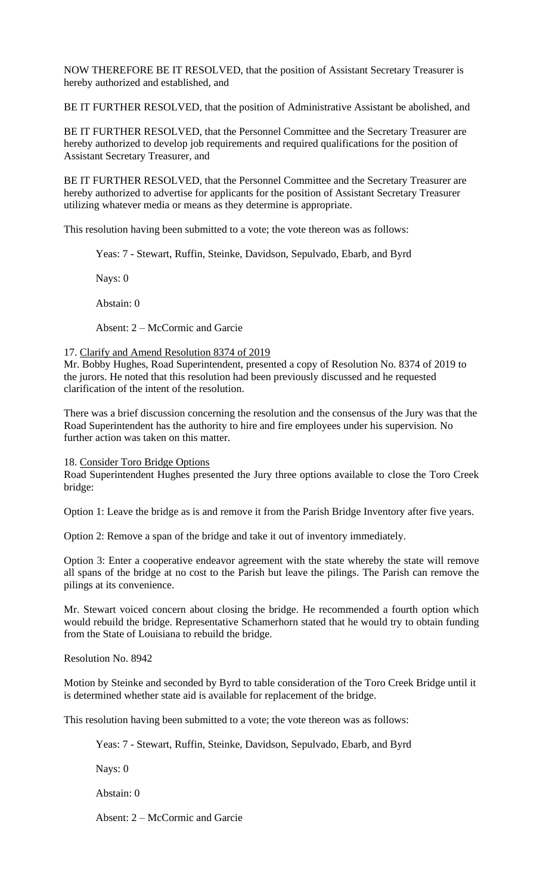NOW THEREFORE BE IT RESOLVED, that the position of Assistant Secretary Treasurer is hereby authorized and established, and

BE IT FURTHER RESOLVED, that the position of Administrative Assistant be abolished, and

BE IT FURTHER RESOLVED, that the Personnel Committee and the Secretary Treasurer are hereby authorized to develop job requirements and required qualifications for the position of Assistant Secretary Treasurer, and

BE IT FURTHER RESOLVED, that the Personnel Committee and the Secretary Treasurer are hereby authorized to advertise for applicants for the position of Assistant Secretary Treasurer utilizing whatever media or means as they determine is appropriate.

This resolution having been submitted to a vote; the vote thereon was as follows:

Yeas: 7 - Stewart, Ruffin, Steinke, Davidson, Sepulvado, Ebarb, and Byrd

Nays: 0

Abstain: 0

Absent: 2 – McCormic and Garcie

17. Clarify and Amend Resolution 8374 of 2019

Mr. Bobby Hughes, Road Superintendent, presented a copy of Resolution No. 8374 of 2019 to the jurors. He noted that this resolution had been previously discussed and he requested clarification of the intent of the resolution.

There was a brief discussion concerning the resolution and the consensus of the Jury was that the Road Superintendent has the authority to hire and fire employees under his supervision. No further action was taken on this matter.

18. Consider Toro Bridge Options

Road Superintendent Hughes presented the Jury three options available to close the Toro Creek bridge:

Option 1: Leave the bridge as is and remove it from the Parish Bridge Inventory after five years.

Option 2: Remove a span of the bridge and take it out of inventory immediately.

Option 3: Enter a cooperative endeavor agreement with the state whereby the state will remove all spans of the bridge at no cost to the Parish but leave the pilings. The Parish can remove the pilings at its convenience.

Mr. Stewart voiced concern about closing the bridge. He recommended a fourth option which would rebuild the bridge. Representative Schamerhorn stated that he would try to obtain funding from the State of Louisiana to rebuild the bridge.

Resolution No. 8942

Motion by Steinke and seconded by Byrd to table consideration of the Toro Creek Bridge until it is determined whether state aid is available for replacement of the bridge.

This resolution having been submitted to a vote; the vote thereon was as follows:

Yeas: 7 - Stewart, Ruffin, Steinke, Davidson, Sepulvado, Ebarb, and Byrd

Nays: 0

Abstain: 0

Absent: 2 – McCormic and Garcie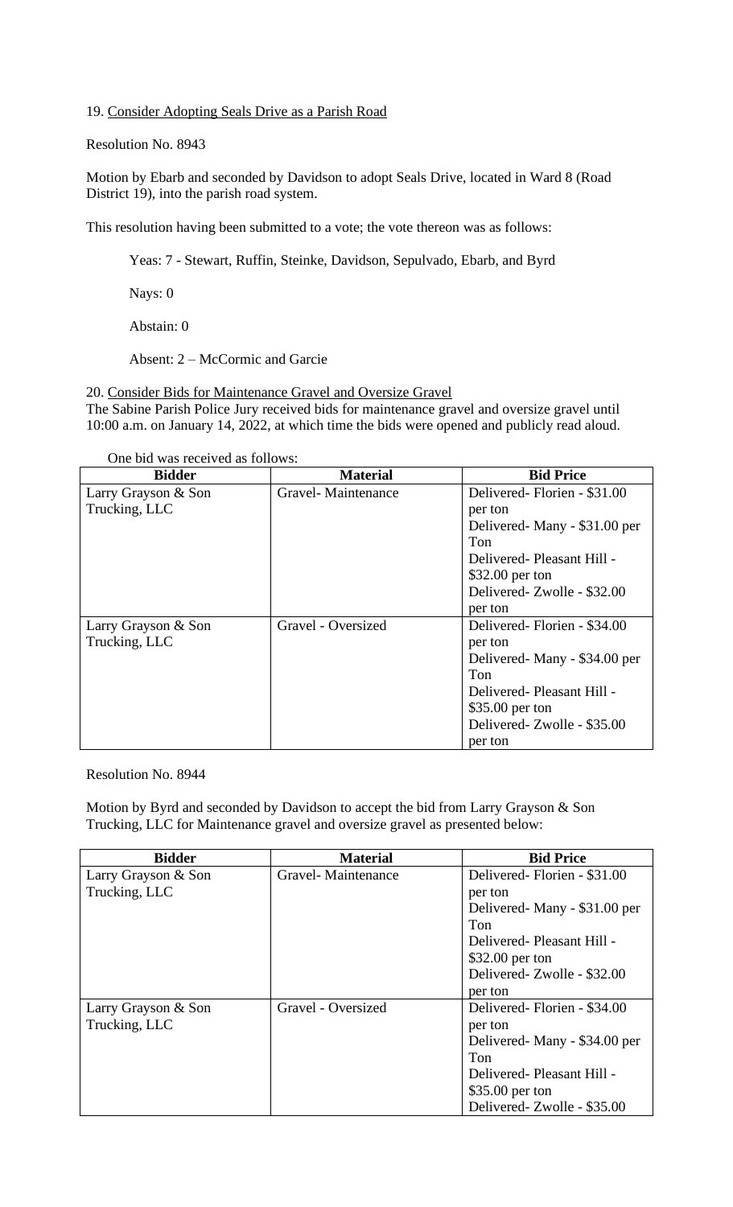19. Consider Adopting Seals Drive as a Parish Road

Resolution No. 8943

Motion by Ebarb and seconded by Davidson to adopt Seals Drive, located in Ward 8 (Road District 19), into the parish road system.

This resolution having been submitted to a vote; the vote thereon was as follows:

Yeas: 7 - Stewart, Ruffin, Steinke, Davidson, Sepulvado, Ebarb, and Byrd

Nays: 0

Abstain: 0

Absent: 2 – McCormic and Garcie

20. Consider Bids for Maintenance Gravel and Oversize Gravel

The Sabine Parish Police Jury received bids for maintenance gravel and oversize gravel until 10:00 a.m. on January 14, 2022, at which time the bids were opened and publicly read aloud.

One bid was received as follows:

| Bidder | Material | Bid Price |
|---|---|---|
| Larry Grayson & Son Trucking, LLC | Gravel- Maintenance | Delivered- Florien - $31.00 per ton<br>Delivered- Many - $31.00 per Ton<br>Delivered- Pleasant Hill - $32.00 per ton<br>Delivered- Zwolle - $32.00 per ton |
| Larry Grayson & Son Trucking, LLC | Gravel - Oversized | Delivered- Florien - $34.00 per ton<br>Delivered- Many - $34.00 per Ton<br>Delivered- Pleasant Hill - $35.00 per ton<br>Delivered- Zwolle - $35.00 per ton |

Resolution No. 8944

Motion by Byrd and seconded by Davidson to accept the bid from Larry Grayson & Son Trucking, LLC for Maintenance gravel and oversize gravel as presented below:

| Bidder | Material | Bid Price |
|---|---|---|
| Larry Grayson & Son Trucking, LLC | Gravel- Maintenance | Delivered- Florien - $31.00 per ton<br>Delivered- Many - $31.00 per Ton<br>Delivered- Pleasant Hill - $32.00 per ton<br>Delivered- Zwolle - $32.00 per ton |
| Larry Grayson & Son Trucking, LLC | Gravel - Oversized | Delivered- Florien - $34.00 per ton<br>Delivered- Many - $34.00 per Ton<br>Delivered- Pleasant Hill - $35.00 per ton<br>Delivered- Zwolle - $35.00 |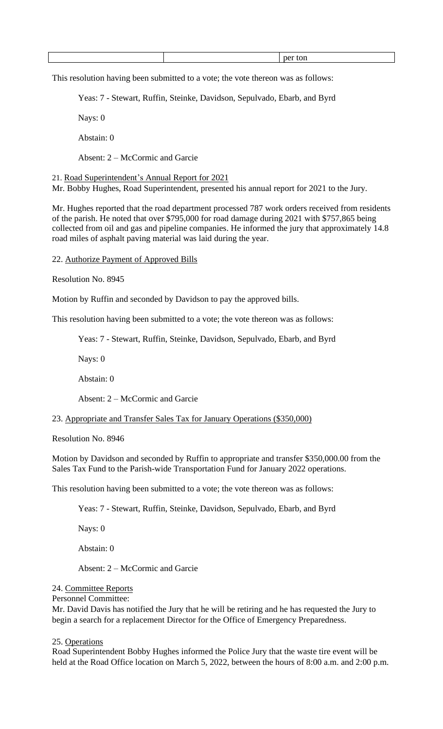|  |  | per ton |
|---|---|---|

This resolution having been submitted to a vote; the vote thereon was as follows:

Yeas: 7 - Stewart, Ruffin, Steinke, Davidson, Sepulvado, Ebarb, and Byrd

Nays: 0

Abstain: 0

Absent: 2 – McCormic and Garcie

21. Road Superintendent's Annual Report for 2021

Mr. Bobby Hughes, Road Superintendent, presented his annual report for 2021 to the Jury.

Mr. Hughes reported that the road department processed 787 work orders received from residents of the parish. He noted that over $795,000 for road damage during 2021 with $757,865 being collected from oil and gas and pipeline companies. He informed the jury that approximately 14.8 road miles of asphalt paving material was laid during the year.

22. Authorize Payment of Approved Bills

Resolution No. 8945

Motion by Ruffin and seconded by Davidson to pay the approved bills.

This resolution having been submitted to a vote; the vote thereon was as follows:

Yeas: 7 - Stewart, Ruffin, Steinke, Davidson, Sepulvado, Ebarb, and Byrd

Nays: 0

Abstain: 0

Absent: 2 – McCormic and Garcie

23. Appropriate and Transfer Sales Tax for January Operations ($350,000)

Resolution No. 8946

Motion by Davidson and seconded by Ruffin to appropriate and transfer $350,000.00 from the Sales Tax Fund to the Parish-wide Transportation Fund for January 2022 operations.

This resolution having been submitted to a vote; the vote thereon was as follows:

Yeas: 7 - Stewart, Ruffin, Steinke, Davidson, Sepulvado, Ebarb, and Byrd

Nays: 0

Abstain: 0

Absent: 2 – McCormic and Garcie

24. Committee Reports

Personnel Committee:

Mr. David Davis has notified the Jury that he will be retiring and he has requested the Jury to begin a search for a replacement Director for the Office of Emergency Preparedness.

25. Operations

Road Superintendent Bobby Hughes informed the Police Jury that the waste tire event will be held at the Road Office location on March 5, 2022, between the hours of 8:00 a.m. and 2:00 p.m.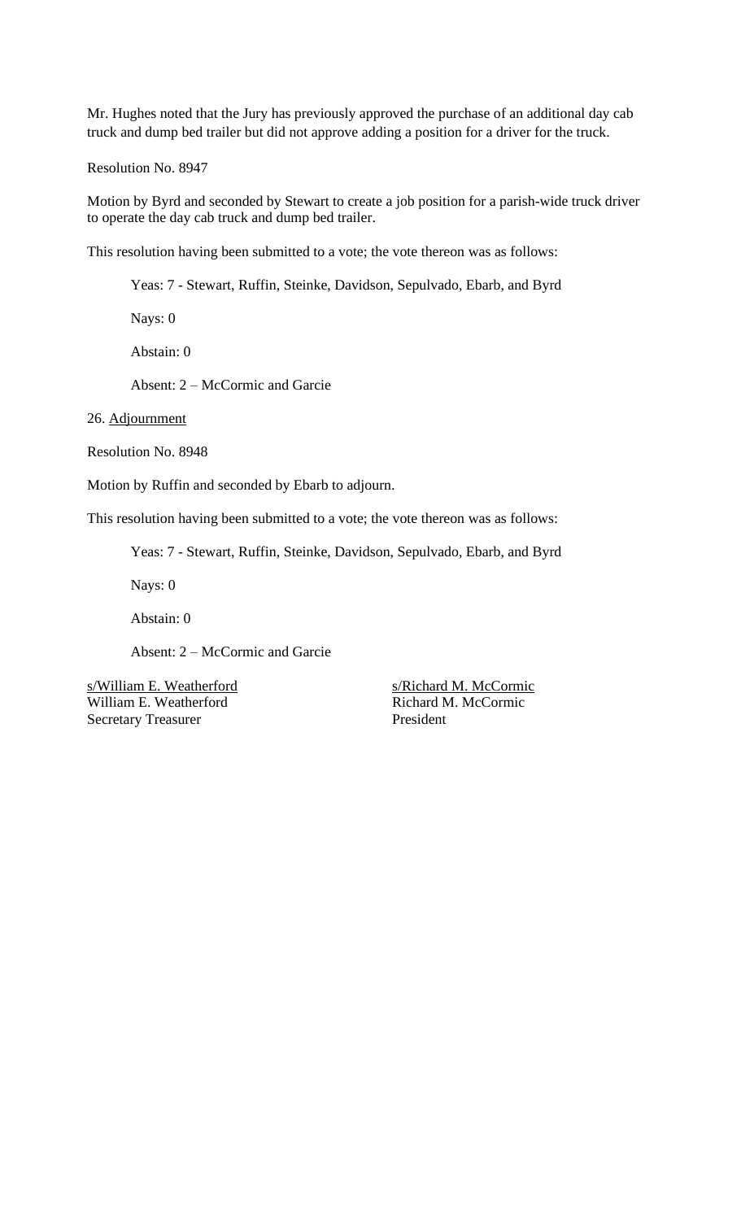Mr. Hughes noted that the Jury has previously approved the purchase of an additional day cab truck and dump bed trailer but did not approve adding a position for a driver for the truck.

Resolution No. 8947

Motion by Byrd and seconded by Stewart to create a job position for a parish-wide truck driver to operate the day cab truck and dump bed trailer.

This resolution having been submitted to a vote; the vote thereon was as follows:

Yeas: 7 - Stewart, Ruffin, Steinke, Davidson, Sepulvado, Ebarb, and Byrd

Nays: 0

Abstain: 0

Absent: 2 – McCormic and Garcie

26. Adjournment

Resolution No. 8948

Motion by Ruffin and seconded by Ebarb to adjourn.

This resolution having been submitted to a vote; the vote thereon was as follows:

Yeas: 7 - Stewart, Ruffin, Steinke, Davidson, Sepulvado, Ebarb, and Byrd

Nays: 0

Abstain: 0

Absent: 2 – McCormic and Garcie

s/William E. Weatherford
William E. Weatherford
Secretary Treasurer

s/Richard M. McCormic
Richard M. McCormic
President